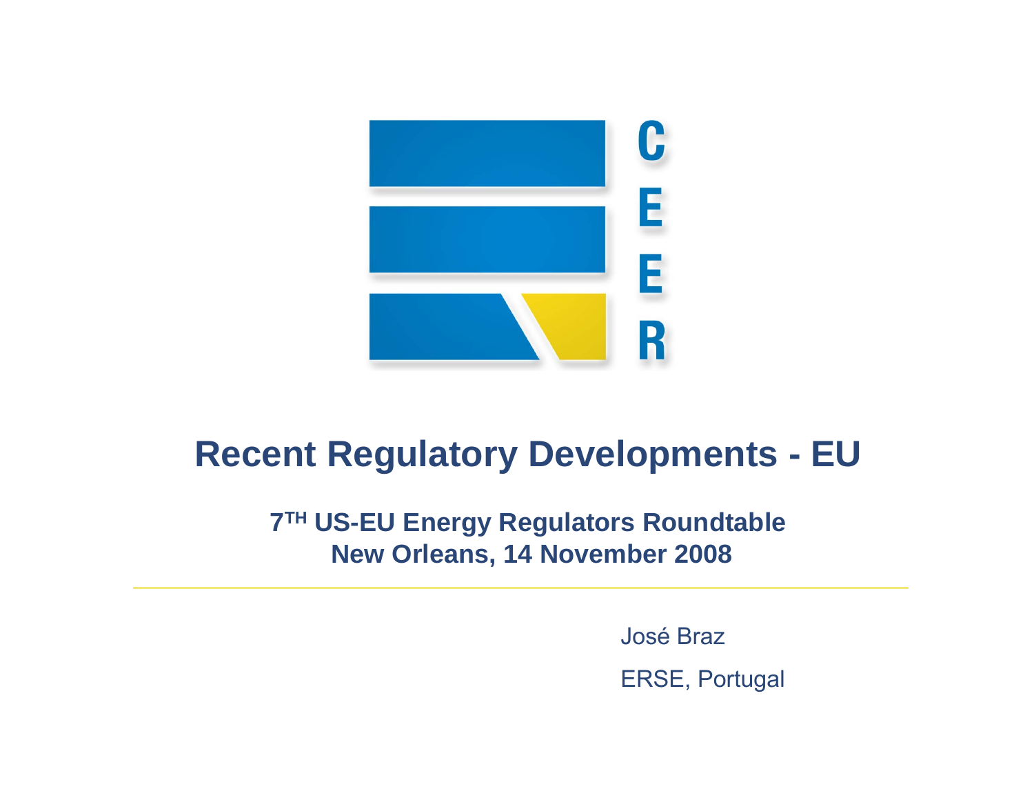# Recent Regulatory Developments - EU

**7TH US-EU Energy Regulators Roundtable**
**New Orleans, 14 November 2008**

---

José Braz

ERSE, Portugal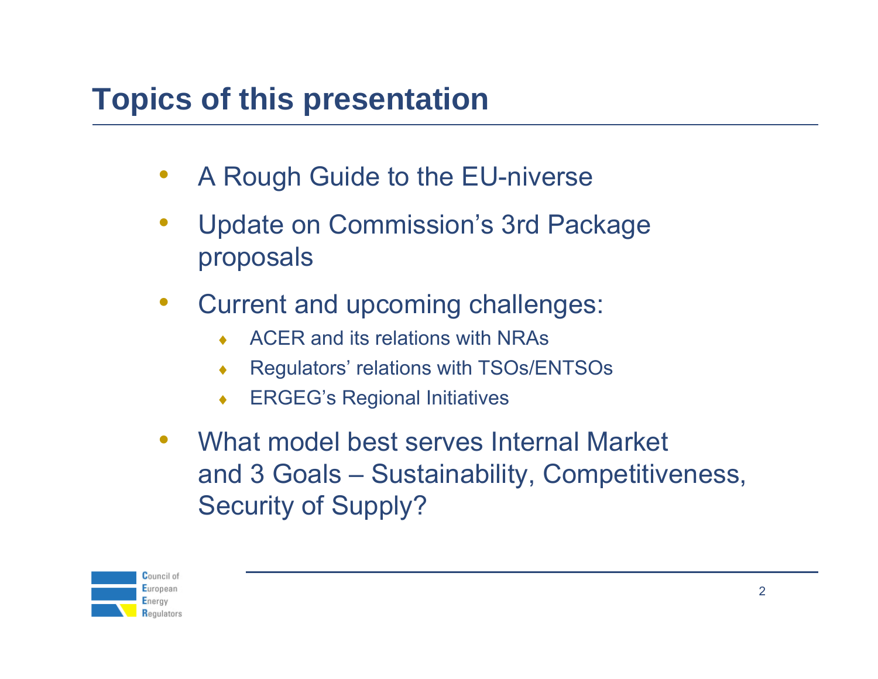# Topics of this presentation

- A Rough Guide to the EU-niverse
- Update on Commission's 3rd Package proposals
- Current and upcoming challenges:
  - ACER and its relations with NRAs
  - Regulators' relations with TSOs/ENTSOs
  - ERGEG's Regional Initiatives
- What model best serves Internal Market and 3 Goals – Sustainability, Competitiveness, Security of Supply?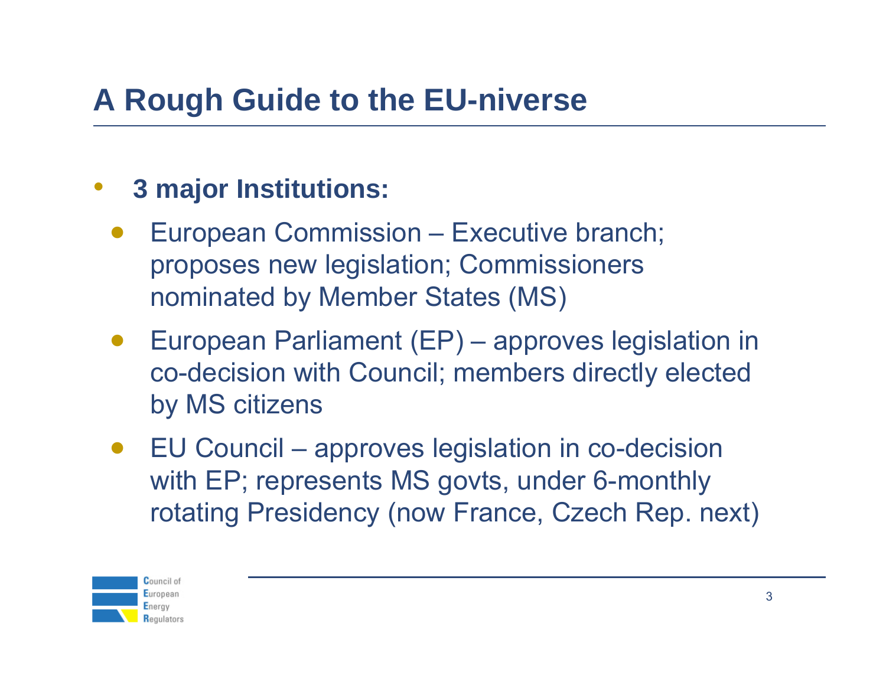# A Rough Guide to the EU-niverse

- **3 major Institutions:**
  - European Commission – Executive branch; proposes new legislation; Commissioners nominated by Member States (MS)
  - European Parliament (EP) – approves legislation in co-decision with Council; members directly elected by MS citizens
  - EU Council – approves legislation in co-decision with EP; represents MS govts, under 6-monthly rotating Presidency (now France, Czech Rep. next)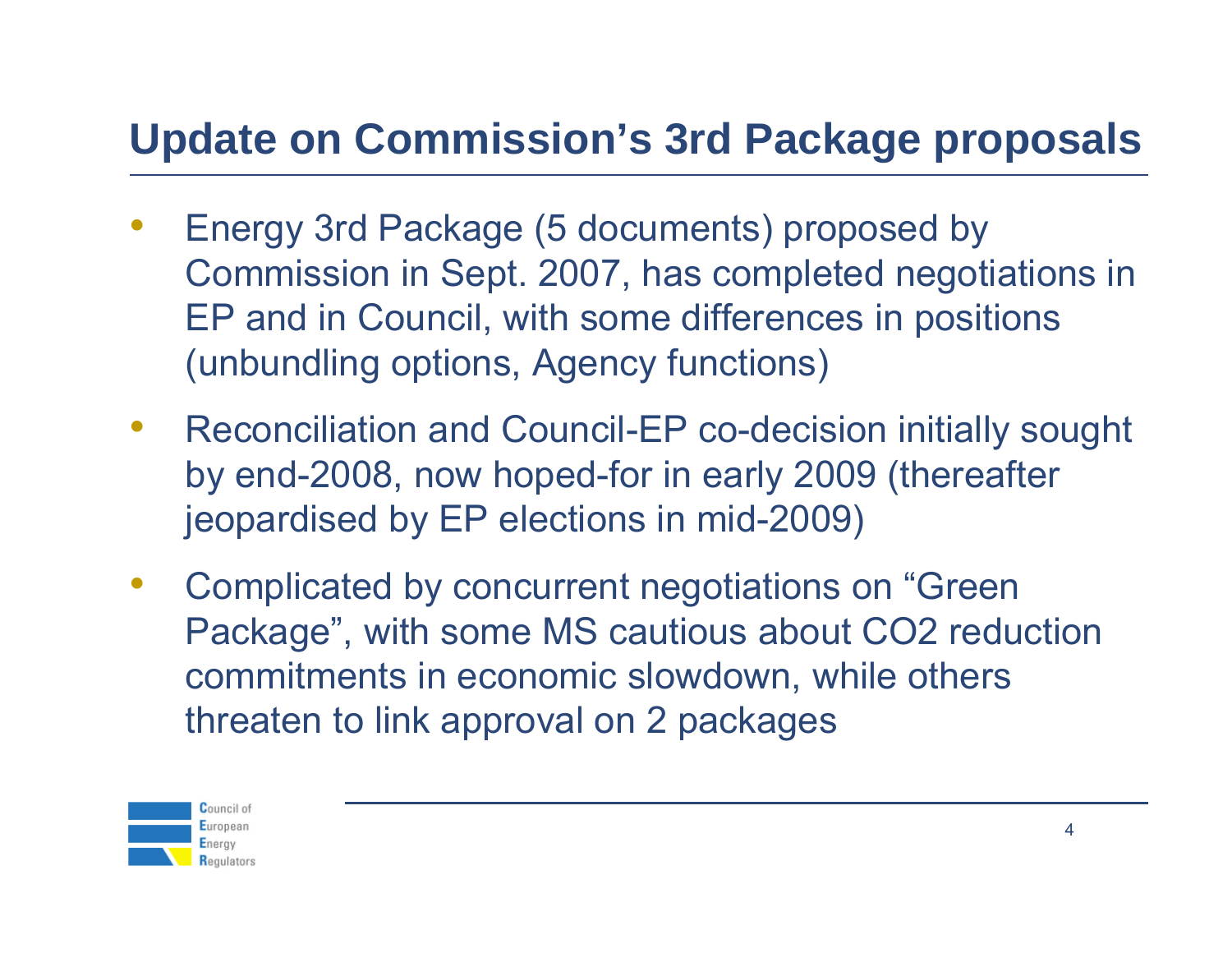# Update on Commission's 3rd Package proposals

- Energy 3rd Package (5 documents) proposed by Commission in Sept. 2007, has completed negotiations in EP and in Council, with some differences in positions (unbundling options, Agency functions)
- Reconciliation and Council-EP co-decision initially sought by end-2008, now hoped-for in early 2009 (thereafter jeopardised by EP elections in mid-2009)
- Complicated by concurrent negotiations on "Green Package", with some MS cautious about $CO_2$ reduction commitments in economic slowdown, while others threaten to link approval on 2 packages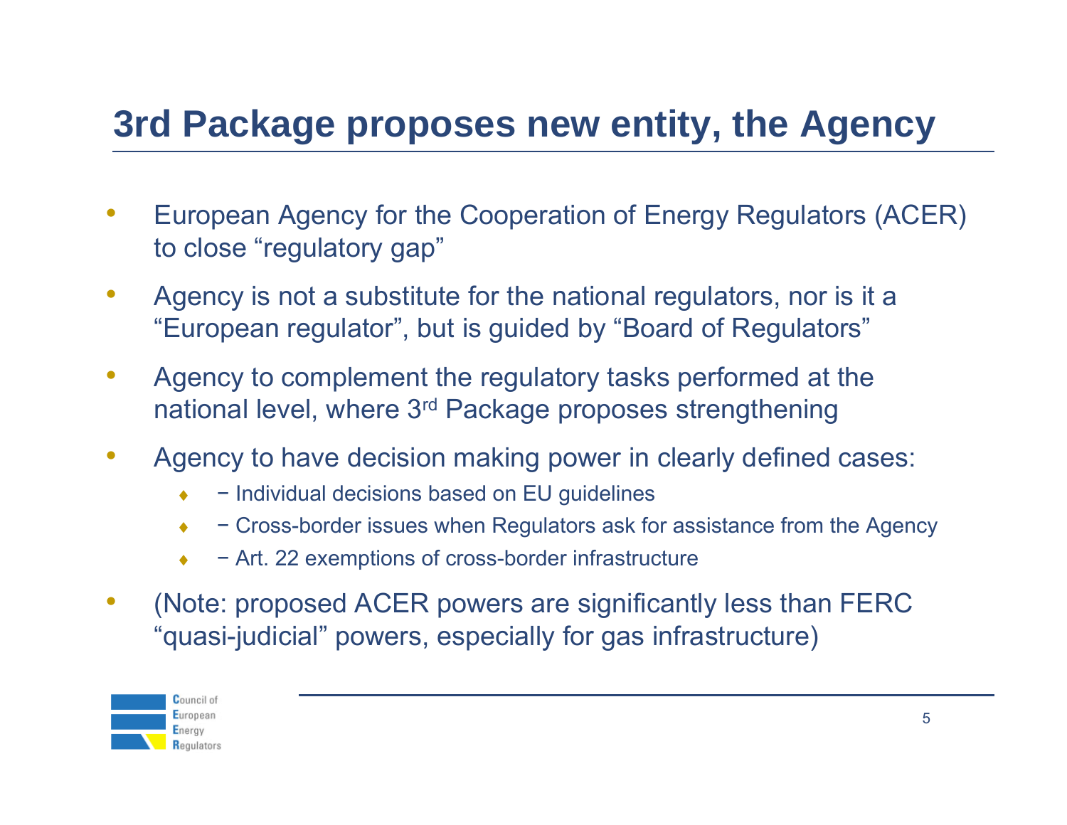# 3rd Package proposes new entity, the Agency

- European Agency for the Cooperation of Energy Regulators (ACER) to close "regulatory gap"
- Agency is not a substitute for the national regulators, nor is it a "European regulator", but is guided by "Board of Regulators"
- Agency to complement the regulatory tasks performed at the national level, where 3rd Package proposes strengthening
- Agency to have decision making power in clearly defined cases:
  - − Individual decisions based on EU guidelines
  - − Cross-border issues when Regulators ask for assistance from the Agency
  - − Art. 22 exemptions of cross-border infrastructure
- (Note: proposed ACER powers are significantly less than FERC "quasi-judicial" powers, especially for gas infrastructure)

Council of European Energy Regulators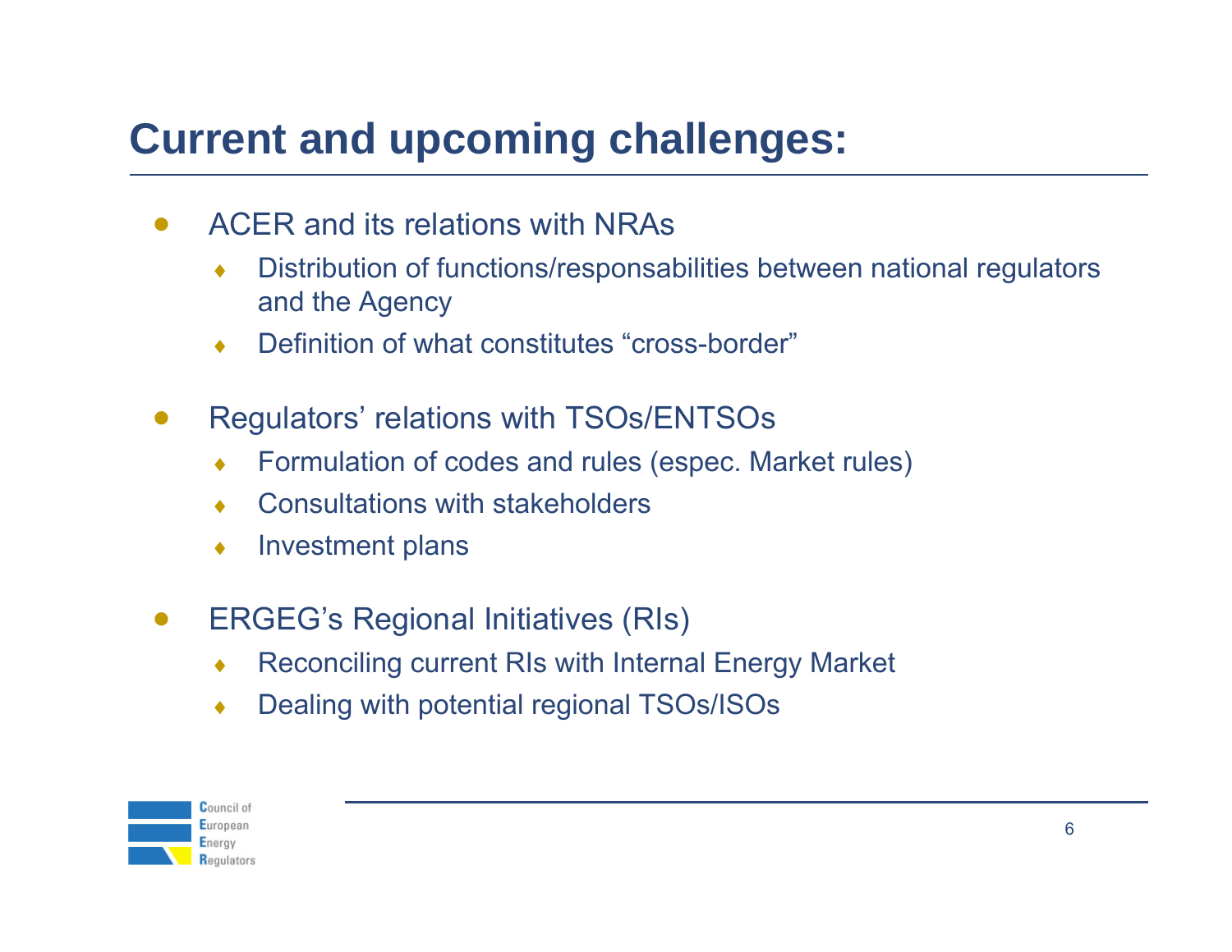# Current and upcoming challenges:

- ACER and its relations with NRAs
  - Distribution of functions/responsabilities between national regulators and the Agency
  - Definition of what constitutes "cross-border"
- Regulators' relations with TSOs/ENTSOs
  - Formulation of codes and rules (espec. Market rules)
  - Consultations with stakeholders
  - Investment plans
- ERGEG's Regional Initiatives (RIs)
  - Reconciling current RIs with Internal Energy Market
  - Dealing with potential regional TSOs/ISOs

Council of European Energy Regulators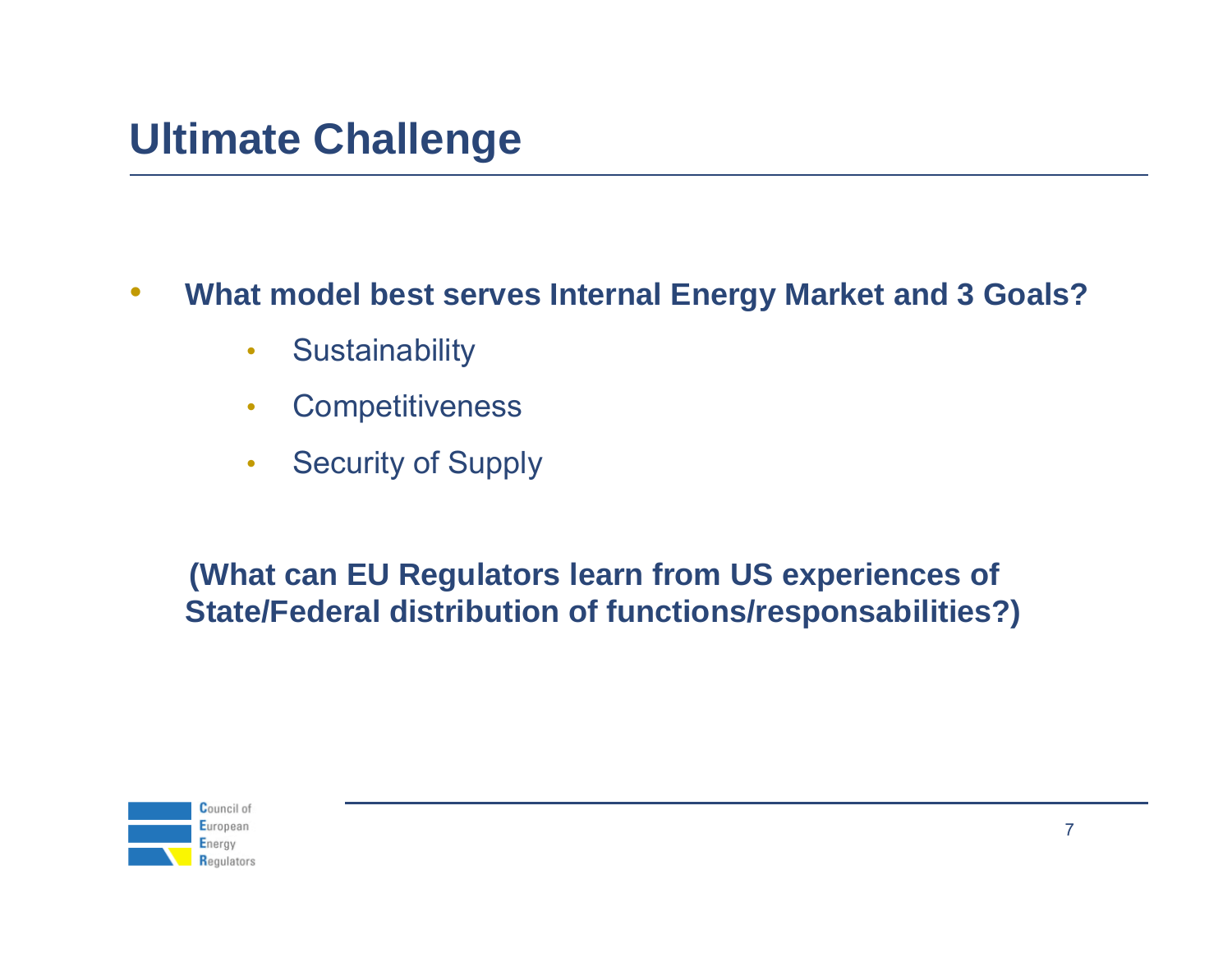# Ultimate Challenge

- **What model best serves Internal Energy Market and 3 Goals?**
  - Sustainability
  - Competitiveness
  - Security of Supply

**(What can EU Regulators learn from US experiences of State/Federal distribution of functions/responsabilities?)**

Council of European Energy Regulators